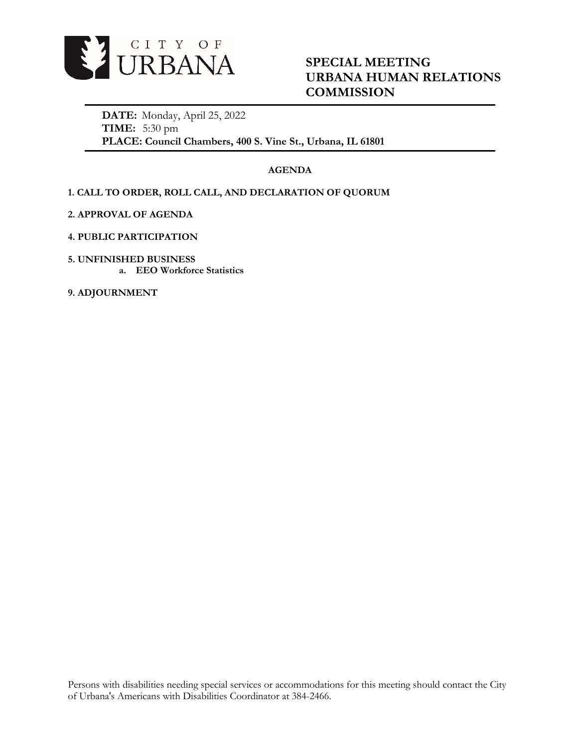CITY OF URBANA

# SPECIAL MEETING URBANA HUMAN RELATIONS COMMISSION

**DATE:** Monday, April 25, 2022
**TIME:** 5:30 pm
**PLACE: Council Chambers, 400 S. Vine St., Urbana, IL 61801**

## AGENDA

**1. CALL TO ORDER, ROLL CALL, AND DECLARATION OF QUORUM**

**2. APPROVAL OF AGENDA**

**4. PUBLIC PARTICIPATION**

**5. UNFINISHED BUSINESS**
- **a. EEO Workforce Statistics**

**9. ADJOURNMENT**

Persons with disabilities needing special services or accommodations for this meeting should contact the City of Urbana's Americans with Disabilities Coordinator at 384-2466.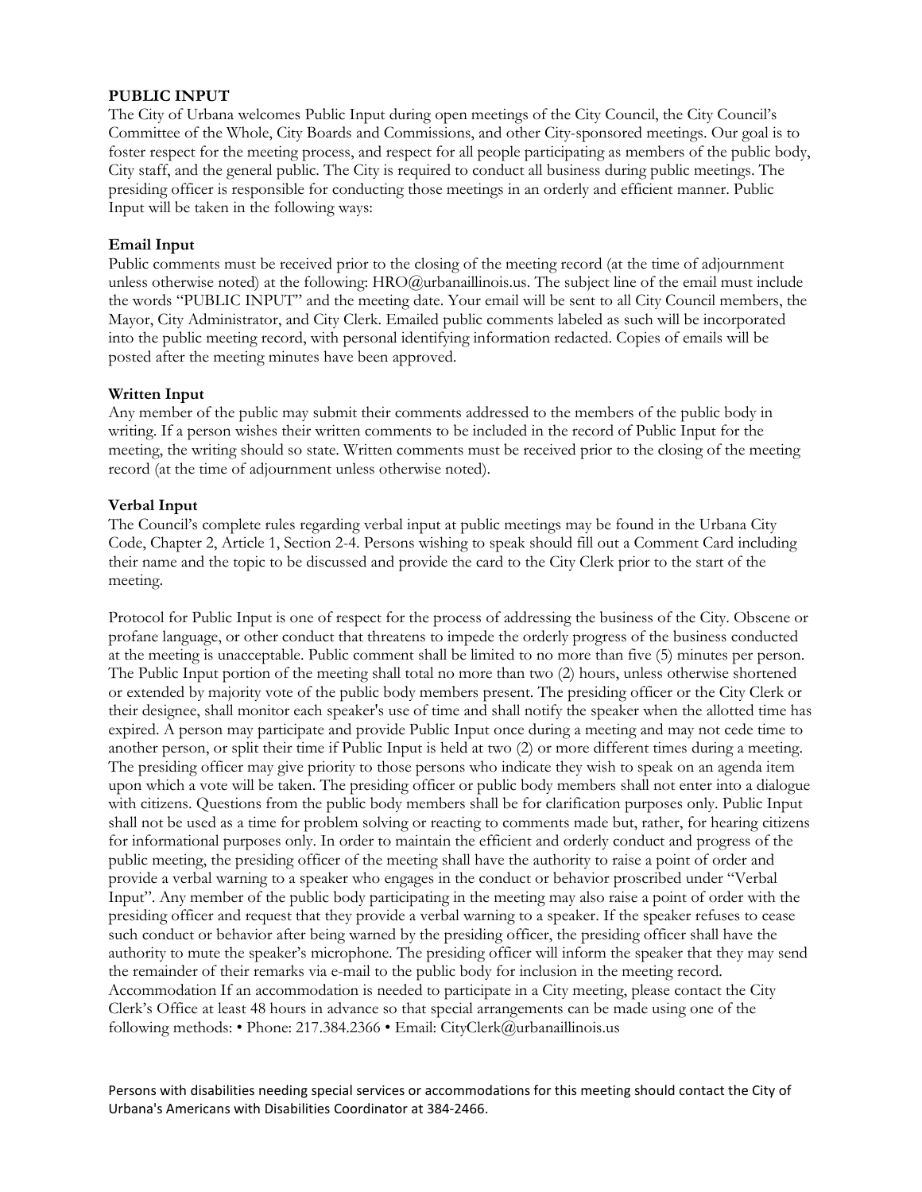**PUBLIC INPUT**
The City of Urbana welcomes Public Input during open meetings of the City Council, the City Council's Committee of the Whole, City Boards and Commissions, and other City-sponsored meetings. Our goal is to foster respect for the meeting process, and respect for all people participating as members of the public body, City staff, and the general public. The City is required to conduct all business during public meetings. The presiding officer is responsible for conducting those meetings in an orderly and efficient manner. Public Input will be taken in the following ways:

**Email Input**
Public comments must be received prior to the closing of the meeting record (at the time of adjournment unless otherwise noted) at the following: HRO@urbanaillinois.us. The subject line of the email must include the words "PUBLIC INPUT" and the meeting date. Your email will be sent to all City Council members, the Mayor, City Administrator, and City Clerk. Emailed public comments labeled as such will be incorporated into the public meeting record, with personal identifying information redacted. Copies of emails will be posted after the meeting minutes have been approved.

**Written Input**
Any member of the public may submit their comments addressed to the members of the public body in writing. If a person wishes their written comments to be included in the record of Public Input for the meeting, the writing should so state. Written comments must be received prior to the closing of the meeting record (at the time of adjournment unless otherwise noted).

**Verbal Input**
The Council's complete rules regarding verbal input at public meetings may be found in the Urbana City Code, Chapter 2, Article 1, Section 2-4. Persons wishing to speak should fill out a Comment Card including their name and the topic to be discussed and provide the card to the City Clerk prior to the start of the meeting.

Protocol for Public Input is one of respect for the process of addressing the business of the City. Obscene or profane language, or other conduct that threatens to impede the orderly progress of the business conducted at the meeting is unacceptable. Public comment shall be limited to no more than five (5) minutes per person. The Public Input portion of the meeting shall total no more than two (2) hours, unless otherwise shortened or extended by majority vote of the public body members present. The presiding officer or the City Clerk or their designee, shall monitor each speaker's use of time and shall notify the speaker when the allotted time has expired. A person may participate and provide Public Input once during a meeting and may not cede time to another person, or split their time if Public Input is held at two (2) or more different times during a meeting. The presiding officer may give priority to those persons who indicate they wish to speak on an agenda item upon which a vote will be taken. The presiding officer or public body members shall not enter into a dialogue with citizens. Questions from the public body members shall be for clarification purposes only. Public Input shall not be used as a time for problem solving or reacting to comments made but, rather, for hearing citizens for informational purposes only. In order to maintain the efficient and orderly conduct and progress of the public meeting, the presiding officer of the meeting shall have the authority to raise a point of order and provide a verbal warning to a speaker who engages in the conduct or behavior proscribed under "Verbal Input". Any member of the public body participating in the meeting may also raise a point of order with the presiding officer and request that they provide a verbal warning to a speaker. If the speaker refuses to cease such conduct or behavior after being warned by the presiding officer, the presiding officer shall have the authority to mute the speaker's microphone. The presiding officer will inform the speaker that they may send the remainder of their remarks via e-mail to the public body for inclusion in the meeting record. Accommodation If an accommodation is needed to participate in a City meeting, please contact the City Clerk's Office at least 48 hours in advance so that special arrangements can be made using one of the following methods: • Phone: 217.384.2366 • Email: CityClerk@urbanaillinois.us

Persons with disabilities needing special services or accommodations for this meeting should contact the City of Urbana's Americans with Disabilities Coordinator at 384-2466.